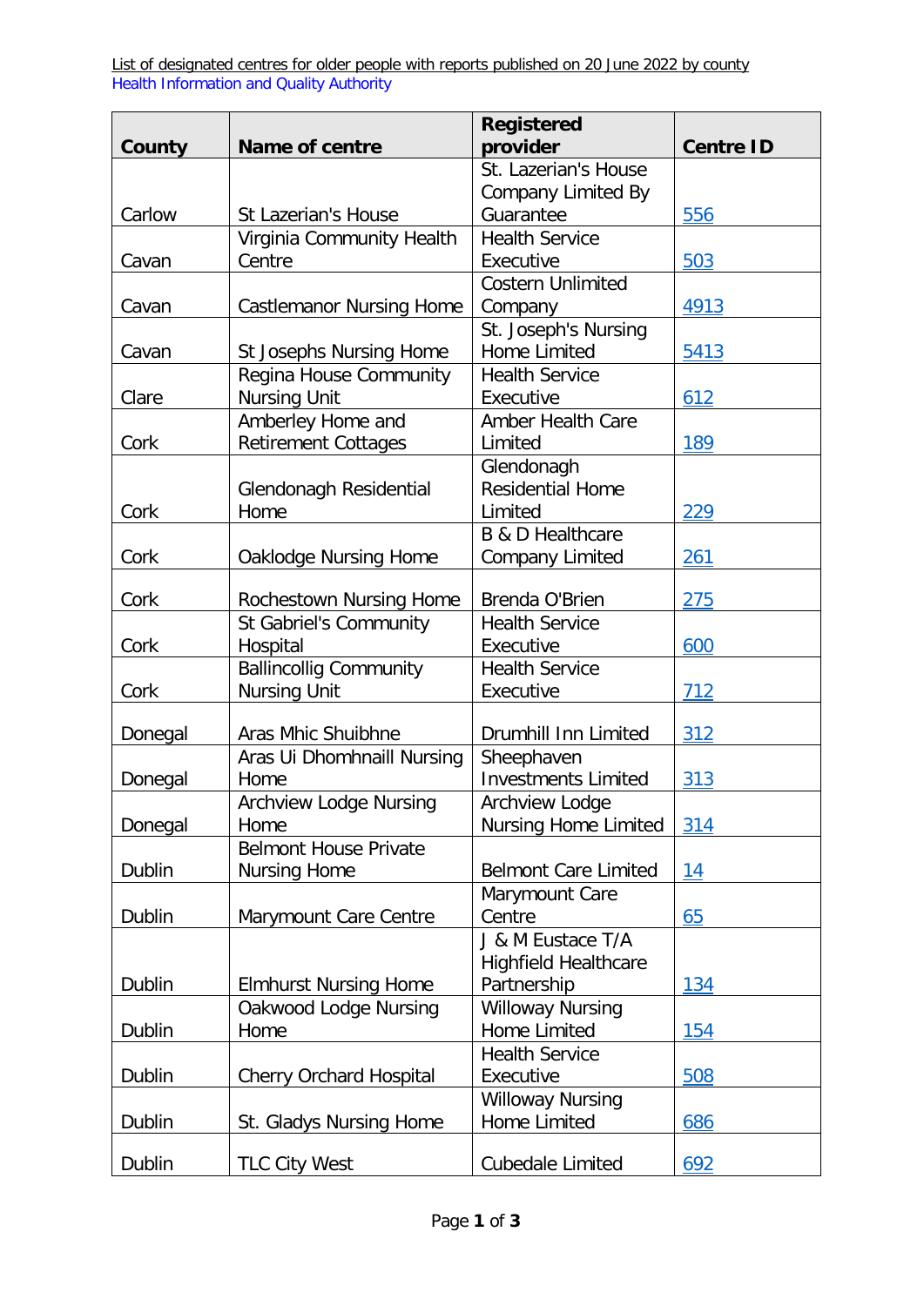List of designated centres for older people with reports published on 20 June 2022 by county

Health Information and Quality Authority

| County | Name of centre | Registered provider | Centre ID |
|---|---|---|---|
| Carlow | St Lazerian's House | St. Lazerian's House Company Limited By Guarantee | 556 |
| Cavan | Virginia Community Health Centre | Health Service Executive | 503 |
| Cavan | Castlemanor Nursing Home | Costern Unlimited Company | 4913 |
| Cavan | St Josephs Nursing Home | St. Joseph's Nursing Home Limited | 5413 |
| Clare | Regina House Community Nursing Unit | Health Service Executive | 612 |
| Cork | Amberley Home and Retirement Cottages | Amber Health Care Limited | 189 |
| Cork | Glendonagh Residential Home | Glendonagh Residential Home Limited | 229 |
| Cork | Oaklodge Nursing Home | B & D Healthcare Company Limited | 261 |
| Cork | Rochestown Nursing Home | Brenda O'Brien | 275 |
| Cork | St Gabriel's Community Hospital | Health Service Executive | 600 |
| Cork | Ballincollig Community Nursing Unit | Health Service Executive | 712 |
| Donegal | Aras Mhic Shuibhne | Drumhill Inn Limited | 312 |
| Donegal | Aras Ui Dhomhnaill Nursing Home | Sheephaven Investments Limited | 313 |
| Donegal | Archview Lodge Nursing Home | Archview Lodge Nursing Home Limited | 314 |
| Dublin | Belmont House Private Nursing Home | Belmont Care Limited | 14 |
| Dublin | Marymount Care Centre | Marymount Care Centre | 65 |
| Dublin | Elmhurst Nursing Home | J & M Eustace T/A Highfield Healthcare Partnership | 134 |
| Dublin | Oakwood Lodge Nursing Home | Willoway Nursing Home Limited | 154 |
| Dublin | Cherry Orchard Hospital | Health Service Executive | 508 |
| Dublin | St. Gladys Nursing Home | Willoway Nursing Home Limited | 686 |
| Dublin | TLC City West | Cubedale Limited | 692 |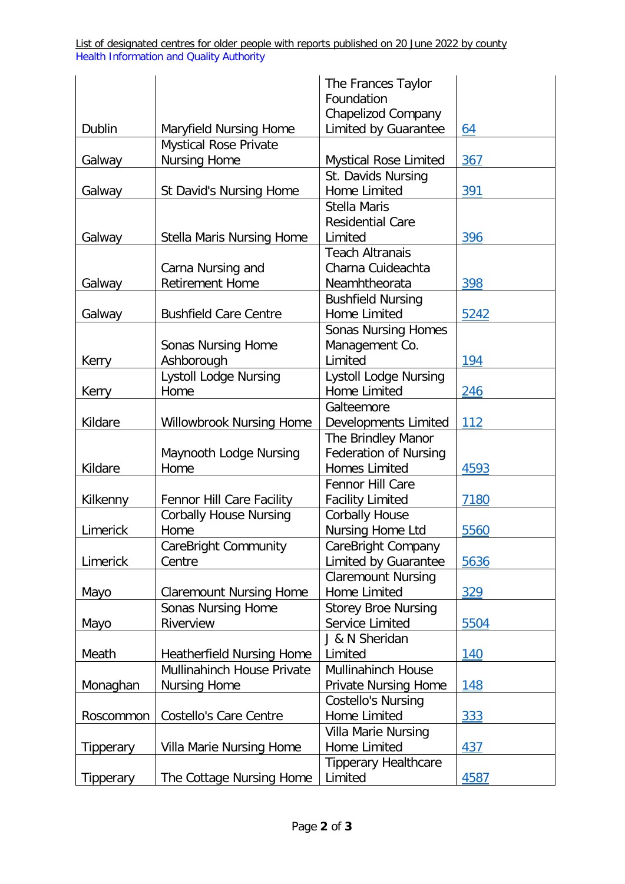List of designated centres for older people with reports published on 20 June 2022 by county
Health Information and Quality Authority

| | | | |
|---|---|---|---|
| Dublin | Maryfield Nursing Home | The Frances Taylor Foundation Chapelizod Company Limited by Guarantee | 64 |
| Galway | Mystical Rose Private Nursing Home | Mystical Rose Limited | 367 |
| Galway | St David's Nursing Home | St. Davids Nursing Home Limited | 391 |
| Galway | Stella Maris Nursing Home | Stella Maris Residential Care Limited | 396 |
| Galway | Carna Nursing and Retirement Home | Teach Altranais Charna Cuideachta Neamhtheorata | 398 |
| Galway | Bushfield Care Centre | Bushfield Nursing Home Limited | 5242 |
| Kerry | Sonas Nursing Home Ashborough | Sonas Nursing Homes Management Co. Limited | 194 |
| Kerry | Lystoll Lodge Nursing Home | Lystoll Lodge Nursing Home Limited | 246 |
| Kildare | Willowbrook Nursing Home | Galteemore Developments Limited | 112 |
| Kildare | Maynooth Lodge Nursing Home | The Brindley Manor Federation of Nursing Homes Limited | 4593 |
| Kilkenny | Fennor Hill Care Facility | Fennor Hill Care Facility Limited | 7180 |
| Limerick | Corbally House Nursing Home | Corbally House Nursing Home Ltd | 5560 |
| Limerick | CareBright Community Centre | CareBright Company Limited by Guarantee | 5636 |
| Mayo | Claremount Nursing Home | Claremount Nursing Home Limited | 329 |
| Mayo | Sonas Nursing Home Riverview | Storey Broe Nursing Service Limited | 5504 |
| Meath | Heatherfield Nursing Home | J & N Sheridan Limited | 140 |
| Monaghan | Mullinahinch House Private Nursing Home | Mullinahinch House Private Nursing Home | 148 |
| Roscommon | Costello's Care Centre | Costello's Nursing Home Limited | 333 |
| Tipperary | Villa Marie Nursing Home | Villa Marie Nursing Home Limited | 437 |
| Tipperary | The Cottage Nursing Home | Tipperary Healthcare Limited | 4587 |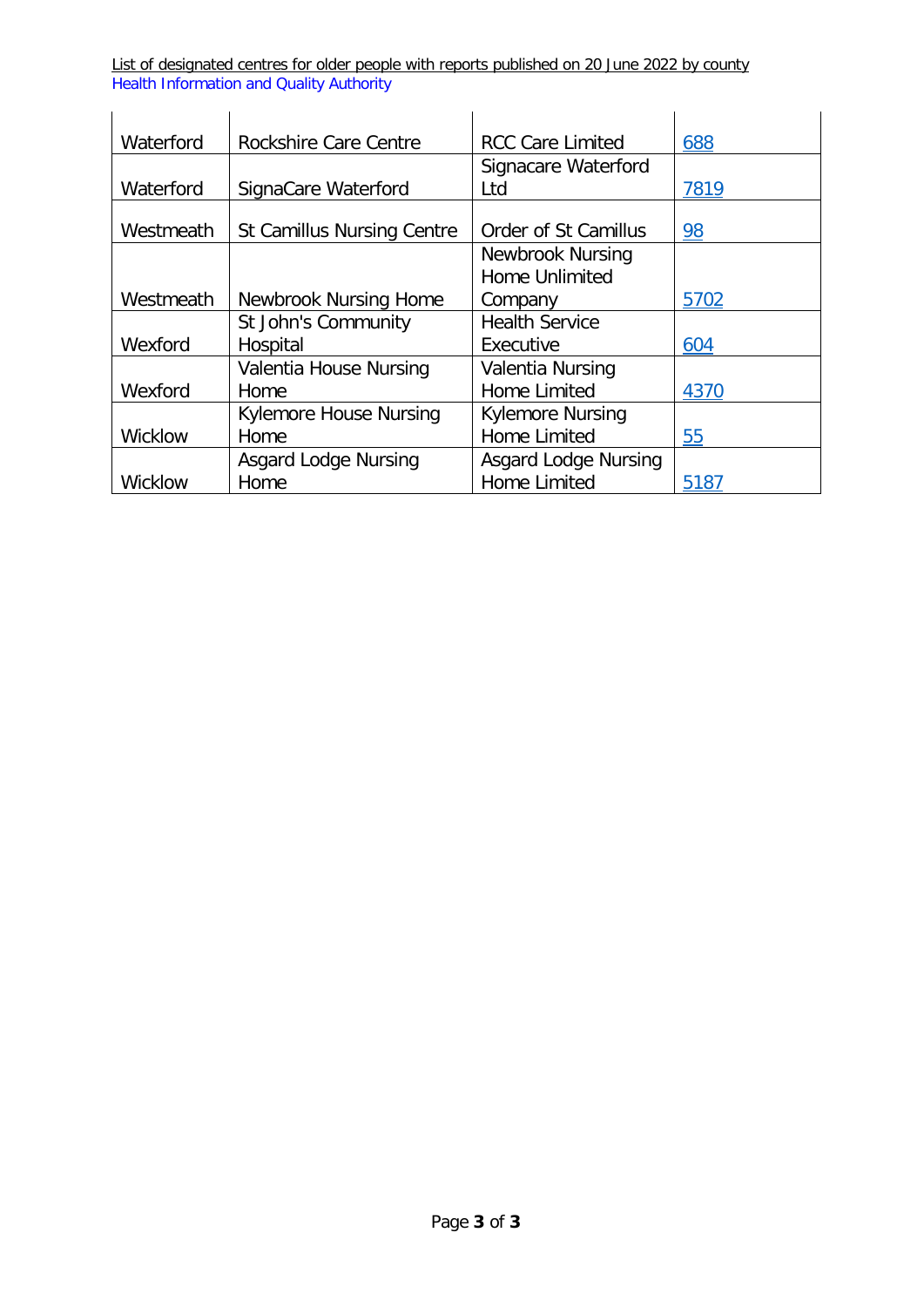| | | | |
|---|---|---|---|
| Waterford | Rockshire Care Centre | RCC Care Limited | 688 |
| Waterford | SignaCare Waterford | Signacare Waterford Ltd | 7819 |
| Westmeath | St Camillus Nursing Centre | Order of St Camillus | 98 |
| Westmeath | Newbrook Nursing Home | Newbrook Nursing Home Unlimited Company | 5702 |
| Wexford | St John's Community Hospital | Health Service Executive | 604 |
| Wexford | Valentia House Nursing Home | Valentia Nursing Home Limited | 4370 |
| Wicklow | Kylemore House Nursing Home | Kylemore Nursing Home Limited | 55 |
| Wicklow | Asgard Lodge Nursing Home | Asgard Lodge Nursing Home Limited | 5187 |